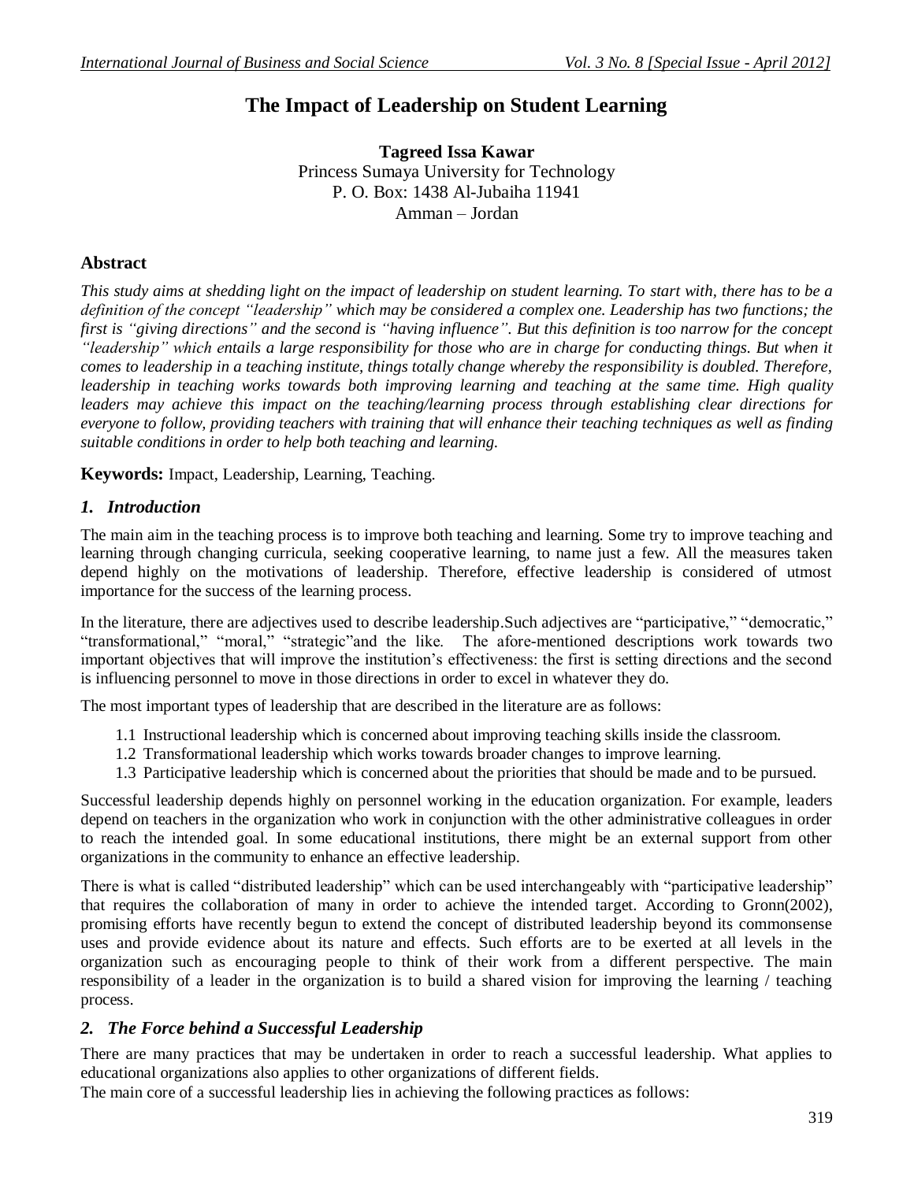# The Impact of Leadership on Student Learning

**Tagreed Issa Kawar**
Princess Sumaya University for Technology
P. O. Box: 1438 Al-Jubaiha 11941
Amman – Jordan

## Abstract

*This study aims at shedding light on the impact of leadership on student learning. To start with, there has to be a definition of the concept "leadership" which may be considered a complex one. Leadership has two functions; the first is "giving directions" and the second is "having influence". But this definition is too narrow for the concept "leadership" which entails a large responsibility for those who are in charge for conducting things. But when it comes to leadership in a teaching institute, things totally change whereby the responsibility is doubled. Therefore, leadership in teaching works towards both improving learning and teaching at the same time. High quality leaders may achieve this impact on the teaching/learning process through establishing clear directions for everyone to follow, providing teachers with training that will enhance their teaching techniques as well as finding suitable conditions in order to help both teaching and learning.*

**Keywords:** Impact, Leadership, Learning, Teaching.

## *1. Introduction*

The main aim in the teaching process is to improve both teaching and learning. Some try to improve teaching and learning through changing curricula, seeking cooperative learning, to name just a few. All the measures taken depend highly on the motivations of leadership. Therefore, effective leadership is considered of utmost importance for the success of the learning process.

In the literature, there are adjectives used to describe leadership.Such adjectives are "participative," "democratic," "transformational," "moral," "strategic"and the like. The afore-mentioned descriptions work towards two important objectives that will improve the institution's effectiveness: the first is setting directions and the second is influencing personnel to move in those directions in order to excel in whatever they do.

The most important types of leadership that are described in the literature are as follows:

1.1 Instructional leadership which is concerned about improving teaching skills inside the classroom.
1.2 Transformational leadership which works towards broader changes to improve learning.
1.3 Participative leadership which is concerned about the priorities that should be made and to be pursued.

Successful leadership depends highly on personnel working in the education organization. For example, leaders depend on teachers in the organization who work in conjunction with the other administrative colleagues in order to reach the intended goal. In some educational institutions, there might be an external support from other organizations in the community to enhance an effective leadership.

There is what is called "distributed leadership" which can be used interchangeably with "participative leadership" that requires the collaboration of many in order to achieve the intended target. According to Gronn(2002), promising efforts have recently begun to extend the concept of distributed leadership beyond its commonsense uses and provide evidence about its nature and effects. Such efforts are to be exerted at all levels in the organization such as encouraging people to think of their work from a different perspective. The main responsibility of a leader in the organization is to build a shared vision for improving the learning / teaching process.

## *2. The Force behind a Successful Leadership*

There are many practices that may be undertaken in order to reach a successful leadership. What applies to educational organizations also applies to other organizations of different fields.
The main core of a successful leadership lies in achieving the following practices as follows: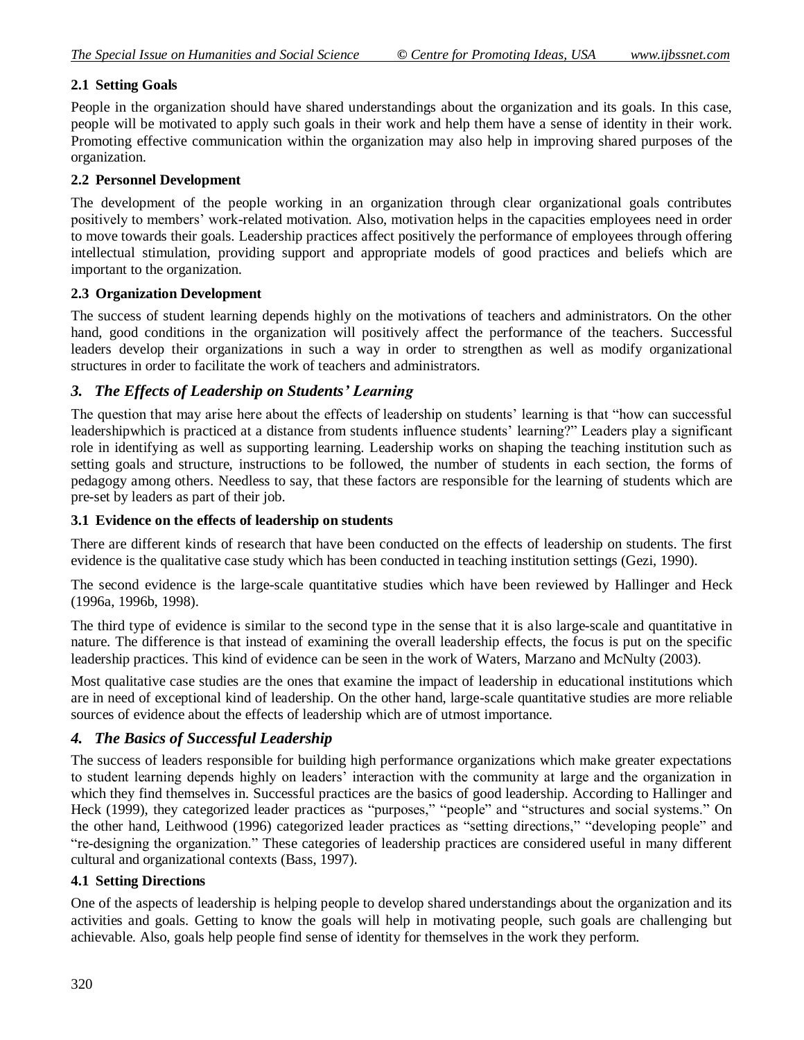### 2.1 Setting Goals

People in the organization should have shared understandings about the organization and its goals. In this case, people will be motivated to apply such goals in their work and help them have a sense of identity in their work. Promoting effective communication within the organization may also help in improving shared purposes of the organization.

### 2.2 Personnel Development

The development of the people working in an organization through clear organizational goals contributes positively to members' work-related motivation. Also, motivation helps in the capacities employees need in order to move towards their goals. Leadership practices affect positively the performance of employees through offering intellectual stimulation, providing support and appropriate models of good practices and beliefs which are important to the organization.

### 2.3 Organization Development

The success of student learning depends highly on the motivations of teachers and administrators. On the other hand, good conditions in the organization will positively affect the performance of the teachers. Successful leaders develop their organizations in such a way in order to strengthen as well as modify organizational structures in order to facilitate the work of teachers and administrators.

## *3. The Effects of Leadership on Students' Learning*

The question that may arise here about the effects of leadership on students' learning is that "how can successful leadershipwhich is practiced at a distance from students influence students' learning?" Leaders play a significant role in identifying as well as supporting learning. Leadership works on shaping the teaching institution such as setting goals and structure, instructions to be followed, the number of students in each section, the forms of pedagogy among others. Needless to say, that these factors are responsible for the learning of students which are pre-set by leaders as part of their job.

### 3.1 Evidence on the effects of leadership on students

There are different kinds of research that have been conducted on the effects of leadership on students. The first evidence is the qualitative case study which has been conducted in teaching institution settings (Gezi, 1990).

The second evidence is the large-scale quantitative studies which have been reviewed by Hallinger and Heck (1996a, 1996b, 1998).

The third type of evidence is similar to the second type in the sense that it is also large-scale and quantitative in nature. The difference is that instead of examining the overall leadership effects, the focus is put on the specific leadership practices. This kind of evidence can be seen in the work of Waters, Marzano and McNulty (2003).

Most qualitative case studies are the ones that examine the impact of leadership in educational institutions which are in need of exceptional kind of leadership. On the other hand, large-scale quantitative studies are more reliable sources of evidence about the effects of leadership which are of utmost importance.

## *4. The Basics of Successful Leadership*

The success of leaders responsible for building high performance organizations which make greater expectations to student learning depends highly on leaders' interaction with the community at large and the organization in which they find themselves in. Successful practices are the basics of good leadership. According to Hallinger and Heck (1999), they categorized leader practices as "purposes," "people" and "structures and social systems." On the other hand, Leithwood (1996) categorized leader practices as "setting directions," "developing people" and "re-designing the organization." These categories of leadership practices are considered useful in many different cultural and organizational contexts (Bass, 1997).

### 4.1 Setting Directions

One of the aspects of leadership is helping people to develop shared understandings about the organization and its activities and goals. Getting to know the goals will help in motivating people, such goals are challenging but achievable. Also, goals help people find sense of identity for themselves in the work they perform.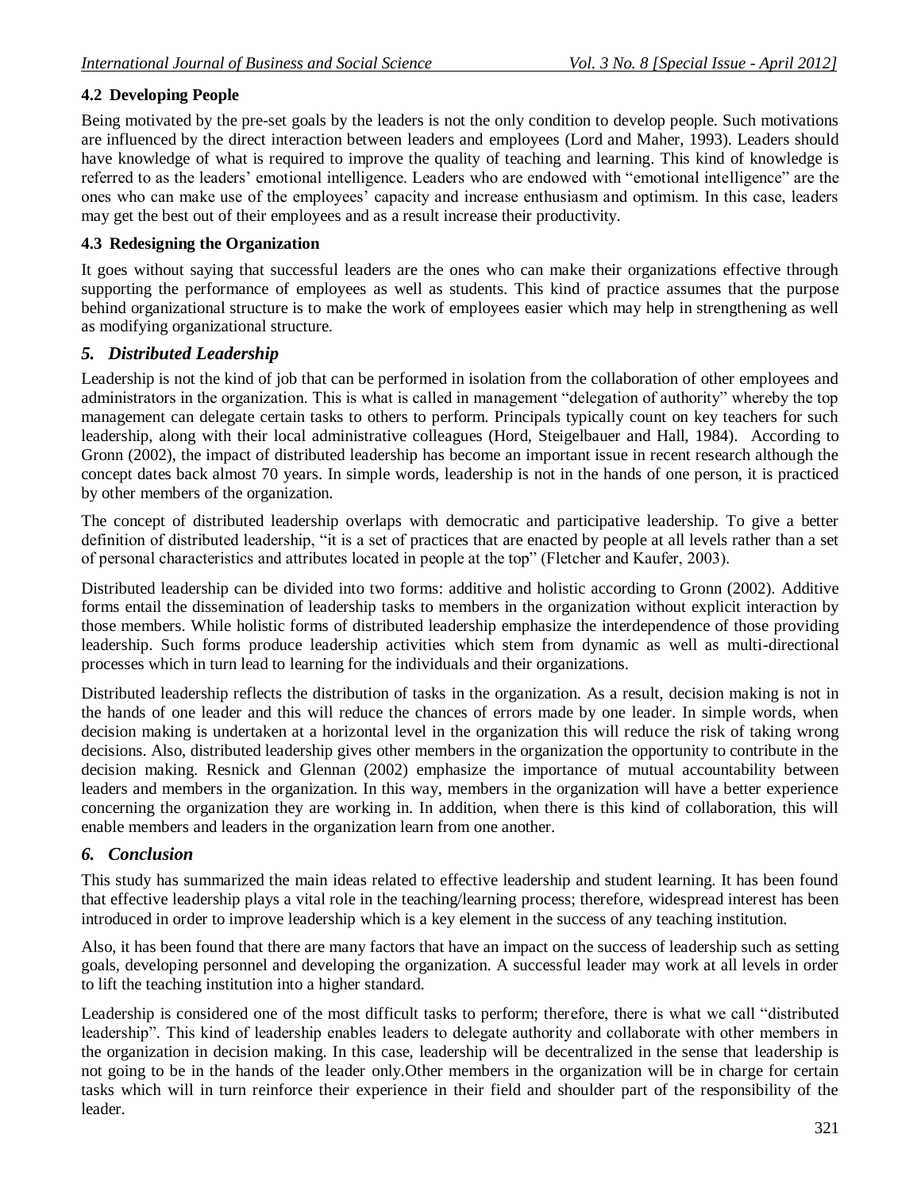### 4.2 Developing People

Being motivated by the pre-set goals by the leaders is not the only condition to develop people. Such motivations are influenced by the direct interaction between leaders and employees (Lord and Maher, 1993). Leaders should have knowledge of what is required to improve the quality of teaching and learning. This kind of knowledge is referred to as the leaders' emotional intelligence. Leaders who are endowed with "emotional intelligence" are the ones who can make use of the employees' capacity and increase enthusiasm and optimism. In this case, leaders may get the best out of their employees and as a result increase their productivity.

### 4.3 Redesigning the Organization

It goes without saying that successful leaders are the ones who can make their organizations effective through supporting the performance of employees as well as students. This kind of practice assumes that the purpose behind organizational structure is to make the work of employees easier which may help in strengthening as well as modifying organizational structure.

## *5. Distributed Leadership*

Leadership is not the kind of job that can be performed in isolation from the collaboration of other employees and administrators in the organization. This is what is called in management "delegation of authority" whereby the top management can delegate certain tasks to others to perform. Principals typically count on key teachers for such leadership, along with their local administrative colleagues (Hord, Steigelbauer and Hall, 1984). According to Gronn (2002), the impact of distributed leadership has become an important issue in recent research although the concept dates back almost 70 years. In simple words, leadership is not in the hands of one person, it is practiced by other members of the organization.

The concept of distributed leadership overlaps with democratic and participative leadership. To give a better definition of distributed leadership, "it is a set of practices that are enacted by people at all levels rather than a set of personal characteristics and attributes located in people at the top" (Fletcher and Kaufer, 2003).

Distributed leadership can be divided into two forms: additive and holistic according to Gronn (2002). Additive forms entail the dissemination of leadership tasks to members in the organization without explicit interaction by those members. While holistic forms of distributed leadership emphasize the interdependence of those providing leadership. Such forms produce leadership activities which stem from dynamic as well as multi-directional processes which in turn lead to learning for the individuals and their organizations.

Distributed leadership reflects the distribution of tasks in the organization. As a result, decision making is not in the hands of one leader and this will reduce the chances of errors made by one leader. In simple words, when decision making is undertaken at a horizontal level in the organization this will reduce the risk of taking wrong decisions. Also, distributed leadership gives other members in the organization the opportunity to contribute in the decision making. Resnick and Glennan (2002) emphasize the importance of mutual accountability between leaders and members in the organization. In this way, members in the organization will have a better experience concerning the organization they are working in. In addition, when there is this kind of collaboration, this will enable members and leaders in the organization learn from one another.

## *6. Conclusion*

This study has summarized the main ideas related to effective leadership and student learning. It has been found that effective leadership plays a vital role in the teaching/learning process; therefore, widespread interest has been introduced in order to improve leadership which is a key element in the success of any teaching institution.

Also, it has been found that there are many factors that have an impact on the success of leadership such as setting goals, developing personnel and developing the organization. A successful leader may work at all levels in order to lift the teaching institution into a higher standard.

Leadership is considered one of the most difficult tasks to perform; therefore, there is what we call "distributed leadership". This kind of leadership enables leaders to delegate authority and collaborate with other members in the organization in decision making. In this case, leadership will be decentralized in the sense that leadership is not going to be in the hands of the leader only.Other members in the organization will be in charge for certain tasks which will in turn reinforce their experience in their field and shoulder part of the responsibility of the leader.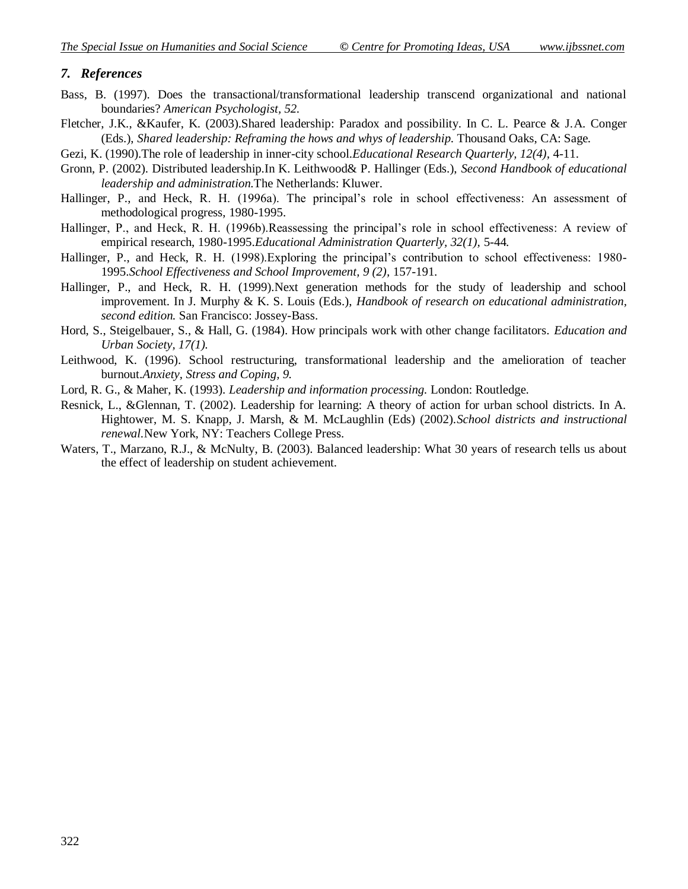### 7. References

Bass, B. (1997). Does the transactional/transformational leadership transcend organizational and national boundaries? *American Psychologist, 52.*

Fletcher, J.K., &Kaufer, K. (2003).Shared leadership: Paradox and possibility. In C. L. Pearce & J.A. Conger (Eds.), *Shared leadership: Reframing the hows and whys of leadership.* Thousand Oaks, CA: Sage.

Gezi, K. (1990).The role of leadership in inner-city school.*Educational Research Quarterly, 12(4),* 4-11.

Gronn, P. (2002). Distributed leadership.In K. Leithwood& P. Hallinger (Eds.), *Second Handbook of educational leadership and administration.*The Netherlands: Kluwer.

Hallinger, P., and Heck, R. H. (1996a). The principal's role in school effectiveness: An assessment of methodological progress, 1980-1995.

Hallinger, P., and Heck, R. H. (1996b).Reassessing the principal's role in school effectiveness: A review of empirical research, 1980-1995.*Educational Administration Quarterly, 32(1),* 5-44.

Hallinger, P., and Heck, R. H. (1998).Exploring the principal's contribution to school effectiveness: 1980-1995.*School Effectiveness and School Improvement, 9 (2),* 157-191.

Hallinger, P., and Heck, R. H. (1999).Next generation methods for the study of leadership and school improvement. In J. Murphy & K. S. Louis (Eds.), *Handbook of research on educational administration, second edition.* San Francisco: Jossey-Bass.

Hord, S., Steigelbauer, S., & Hall, G. (1984). How principals work with other change facilitators. *Education and Urban Society, 17(1).*

Leithwood, K. (1996). School restructuring, transformational leadership and the amelioration of teacher burnout.*Anxiety, Stress and Coping, 9.*

Lord, R. G., & Maher, K. (1993). *Leadership and information processing.* London: Routledge.

Resnick, L., &Glennan, T. (2002). Leadership for learning: A theory of action for urban school districts. In A. Hightower, M. S. Knapp, J. Marsh, & M. McLaughlin (Eds) (2002).*School districts and instructional renewal.*New York, NY: Teachers College Press.

Waters, T., Marzano, R.J., & McNulty, B. (2003). Balanced leadership: What 30 years of research tells us about the effect of leadership on student achievement.